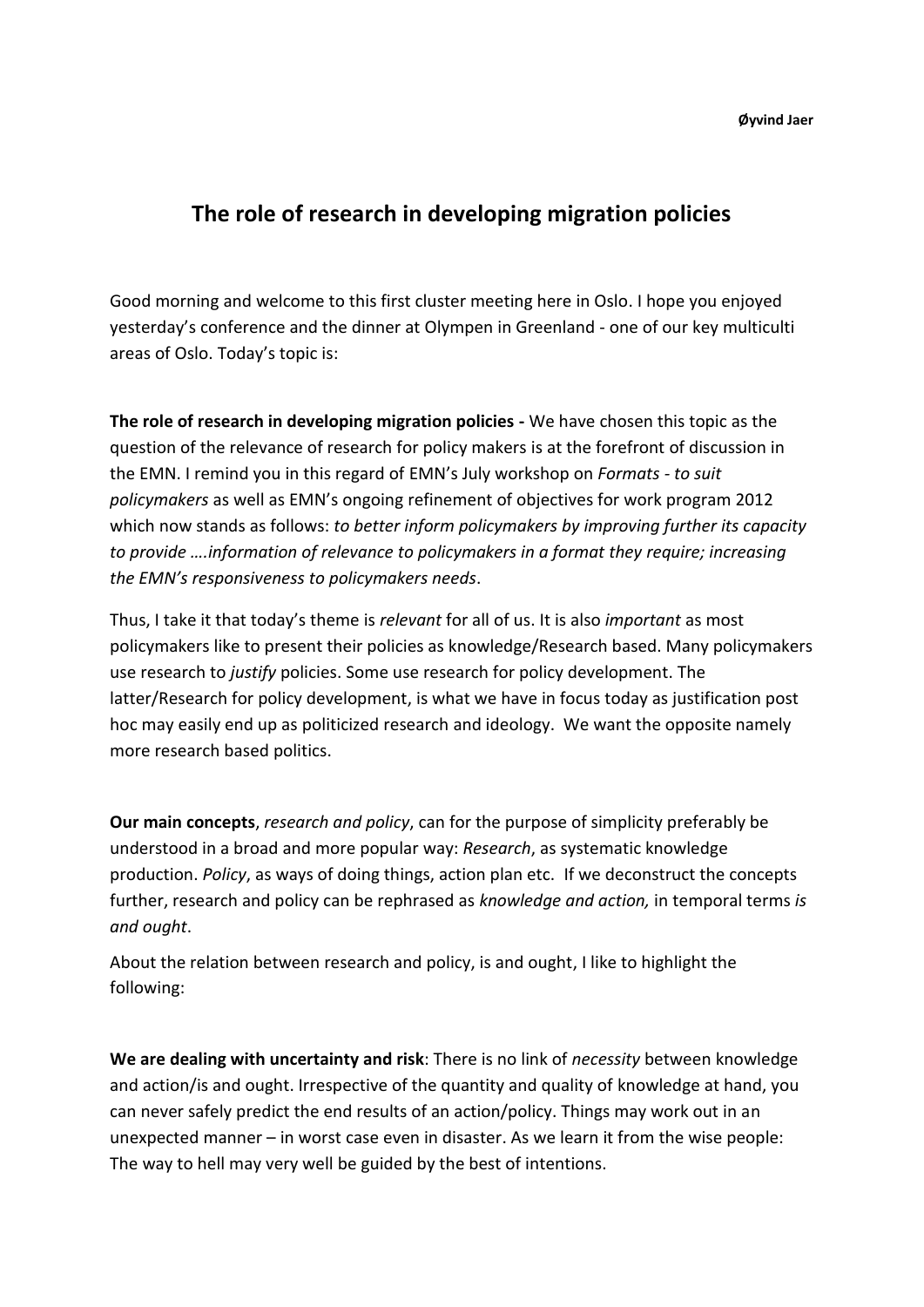**Øyvind Jaer**

# The role of research in developing migration policies

Good morning and welcome to this first cluster meeting here in Oslo. I hope you enjoyed yesterday's conference and the dinner at Olympen in Greenland - one of our key multiculti areas of Oslo. Today's topic is:

**The role of research in developing migration policies -** We have chosen this topic as the question of the relevance of research for policy makers is at the forefront of discussion in the EMN. I remind you in this regard of EMN's July workshop on *Formats - to suit policymakers* as well as EMN's ongoing refinement of objectives for work program 2012 which now stands as follows: *to better inform policymakers by improving further its capacity to provide ….information of relevance to policymakers in a format they require; increasing the EMN's responsiveness to policymakers needs*.

Thus, I take it that today's theme is *relevant* for all of us. It is also *important* as most policymakers like to present their policies as knowledge/Research based. Many policymakers use research to *justify* policies. Some use research for policy development. The latter/Research for policy development, is what we have in focus today as justification post hoc may easily end up as politicized research and ideology. We want the opposite namely more research based politics.

**Our main concepts**, *research and policy*, can for the purpose of simplicity preferably be understood in a broad and more popular way: *Research*, as systematic knowledge production. *Policy*, as ways of doing things, action plan etc. If we deconstruct the concepts further, research and policy can be rephrased as *knowledge and action,* in temporal terms *is and ought*.

About the relation between research and policy, is and ought, I like to highlight the following:

**We are dealing with uncertainty and risk**: There is no link of *necessity* between knowledge and action/is and ought. Irrespective of the quantity and quality of knowledge at hand, you can never safely predict the end results of an action/policy. Things may work out in an unexpected manner – in worst case even in disaster. As we learn it from the wise people: The way to hell may very well be guided by the best of intentions.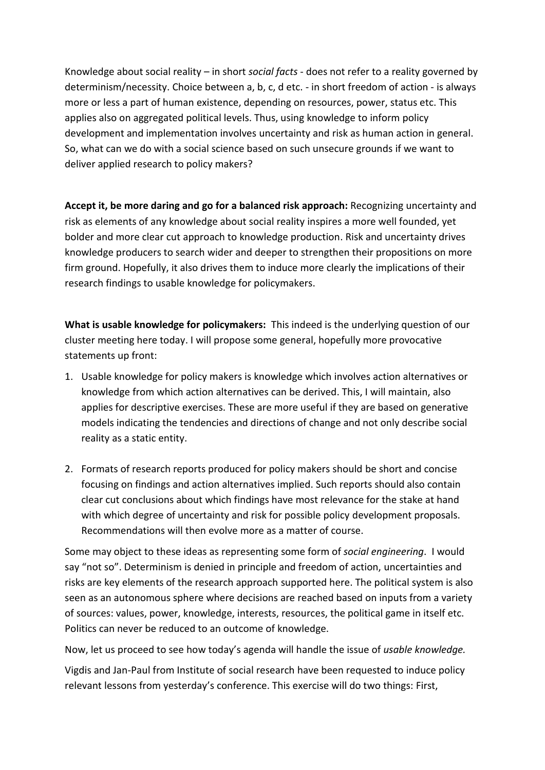Knowledge about social reality – in short *social facts* - does not refer to a reality governed by determinism/necessity. Choice between a, b, c, d etc. - in short freedom of action - is always more or less a part of human existence, depending on resources, power, status etc. This applies also on aggregated political levels. Thus, using knowledge to inform policy development and implementation involves uncertainty and risk as human action in general. So, what can we do with a social science based on such unsecure grounds if we want to deliver applied research to policy makers?

**Accept it, be more daring and go for a balanced risk approach:** Recognizing uncertainty and risk as elements of any knowledge about social reality inspires a more well founded, yet bolder and more clear cut approach to knowledge production. Risk and uncertainty drives knowledge producers to search wider and deeper to strengthen their propositions on more firm ground. Hopefully, it also drives them to induce more clearly the implications of their research findings to usable knowledge for policymakers.

**What is usable knowledge for policymakers:** This indeed is the underlying question of our cluster meeting here today. I will propose some general, hopefully more provocative statements up front:

1. Usable knowledge for policy makers is knowledge which involves action alternatives or knowledge from which action alternatives can be derived. This, I will maintain, also applies for descriptive exercises. These are more useful if they are based on generative models indicating the tendencies and directions of change and not only describe social reality as a static entity.

2. Formats of research reports produced for policy makers should be short and concise focusing on findings and action alternatives implied. Such reports should also contain clear cut conclusions about which findings have most relevance for the stake at hand with which degree of uncertainty and risk for possible policy development proposals. Recommendations will then evolve more as a matter of course.

Some may object to these ideas as representing some form of *social engineering*. I would say "not so". Determinism is denied in principle and freedom of action, uncertainties and risks are key elements of the research approach supported here. The political system is also seen as an autonomous sphere where decisions are reached based on inputs from a variety of sources: values, power, knowledge, interests, resources, the political game in itself etc. Politics can never be reduced to an outcome of knowledge.

Now, let us proceed to see how today's agenda will handle the issue of *usable knowledge.*

Vigdis and Jan-Paul from Institute of social research have been requested to induce policy relevant lessons from yesterday's conference. This exercise will do two things: First,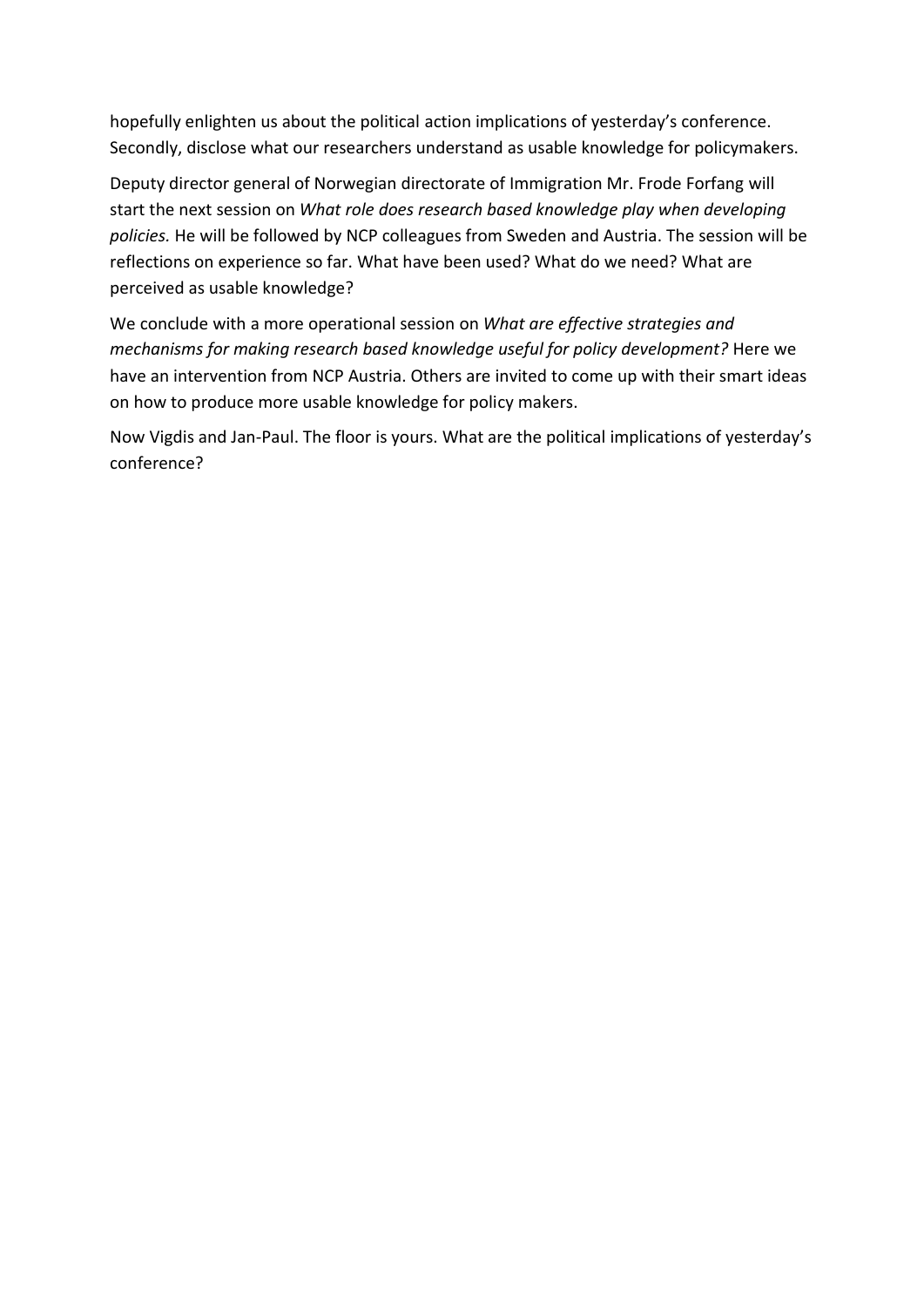hopefully enlighten us about the political action implications of yesterday's conference. Secondly, disclose what our researchers understand as usable knowledge for policymakers.

Deputy director general of Norwegian directorate of Immigration Mr. Frode Forfang will start the next session on *What role does research based knowledge play when developing policies.* He will be followed by NCP colleagues from Sweden and Austria. The session will be reflections on experience so far. What have been used? What do we need? What are perceived as usable knowledge?

We conclude with a more operational session on *What are effective strategies and mechanisms for making research based knowledge useful for policy development?* Here we have an intervention from NCP Austria. Others are invited to come up with their smart ideas on how to produce more usable knowledge for policy makers.

Now Vigdis and Jan-Paul. The floor is yours. What are the political implications of yesterday's conference?